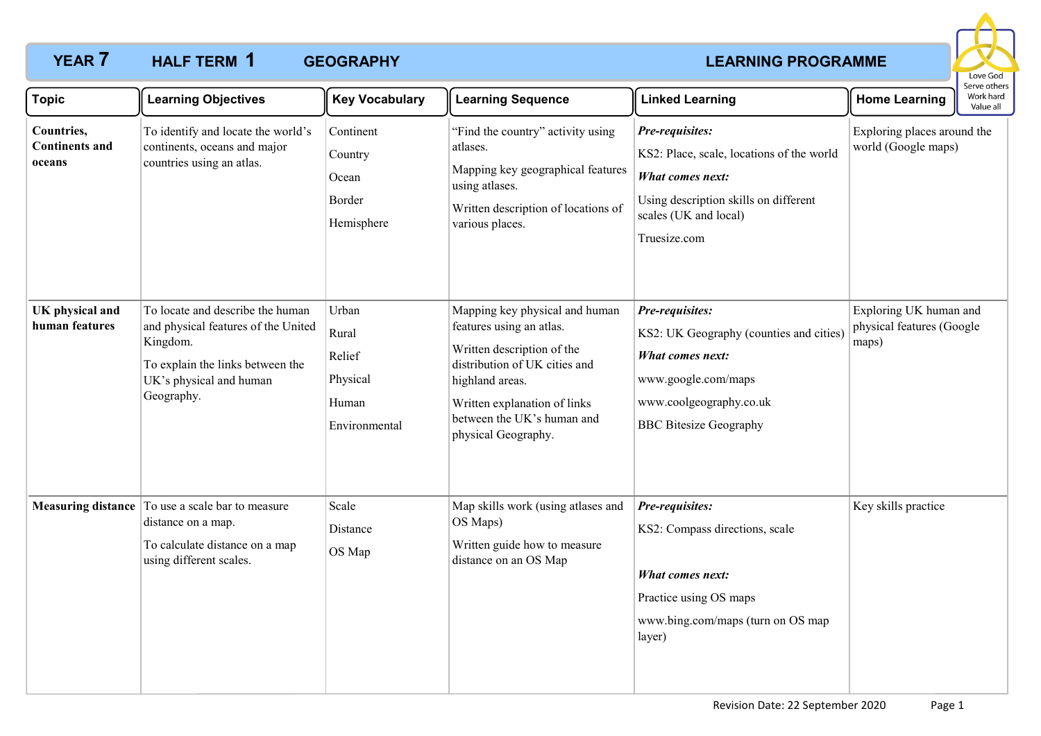# YEAR 7 HALF TERM 1 GEOGRAPHY LEARNING PROGRAMME

Love God
Serve others
Work hard
Value all

| Topic | Learning Objectives | Key Vocabulary | Learning Sequence | Linked Learning | Home Learning |
|---|---|---|---|---|---|
| **Countries, Continents and oceans** | To identify and locate the world's continents, oceans and major countries using an atlas. | Continent<br>Country<br>Ocean<br>Border<br>Hemisphere | "Find the country" activity using atlases.<br>Mapping key geographical features using atlases.<br>Written description of locations of various places. | ***Pre-requisites:***<br>KS2: Place, scale, locations of the world<br>***What comes next:***<br>Using description skills on different scales (UK and local)<br>Truesize.com | Exploring places around the world (Google maps) |
| **UK physical and human features** | To locate and describe the human and physical features of the United Kingdom.<br>To explain the links between the UK's physical and human Geography. | Urban<br>Rural<br>Relief<br>Physical<br>Human<br>Environmental | Mapping key physical and human features using an atlas.<br>Written description of the distribution of UK cities and highland areas.<br>Written explanation of links between the UK's human and physical Geography. | ***Pre-requisites:***<br>KS2: UK Geography (counties and cities)<br>***What comes next:***<br>www.google.com/maps<br>www.coolgeography.co.uk<br>BBC Bitesize Geography | Exploring UK human and physical features (Google maps) |
| **Measuring distance** | To use a scale bar to measure distance on a map.<br>To calculate distance on a map using different scales. | Scale<br>Distance<br>OS Map | Map skills work (using atlases and OS Maps)<br>Written guide how to measure distance on an OS Map | ***Pre-requisites:***<br>KS2: Compass directions, scale<br>***What comes next:***<br>Practice using OS maps<br>www.bing.com/maps (turn on OS map layer) | Key skills practice |

Revision Date: 22 September 2020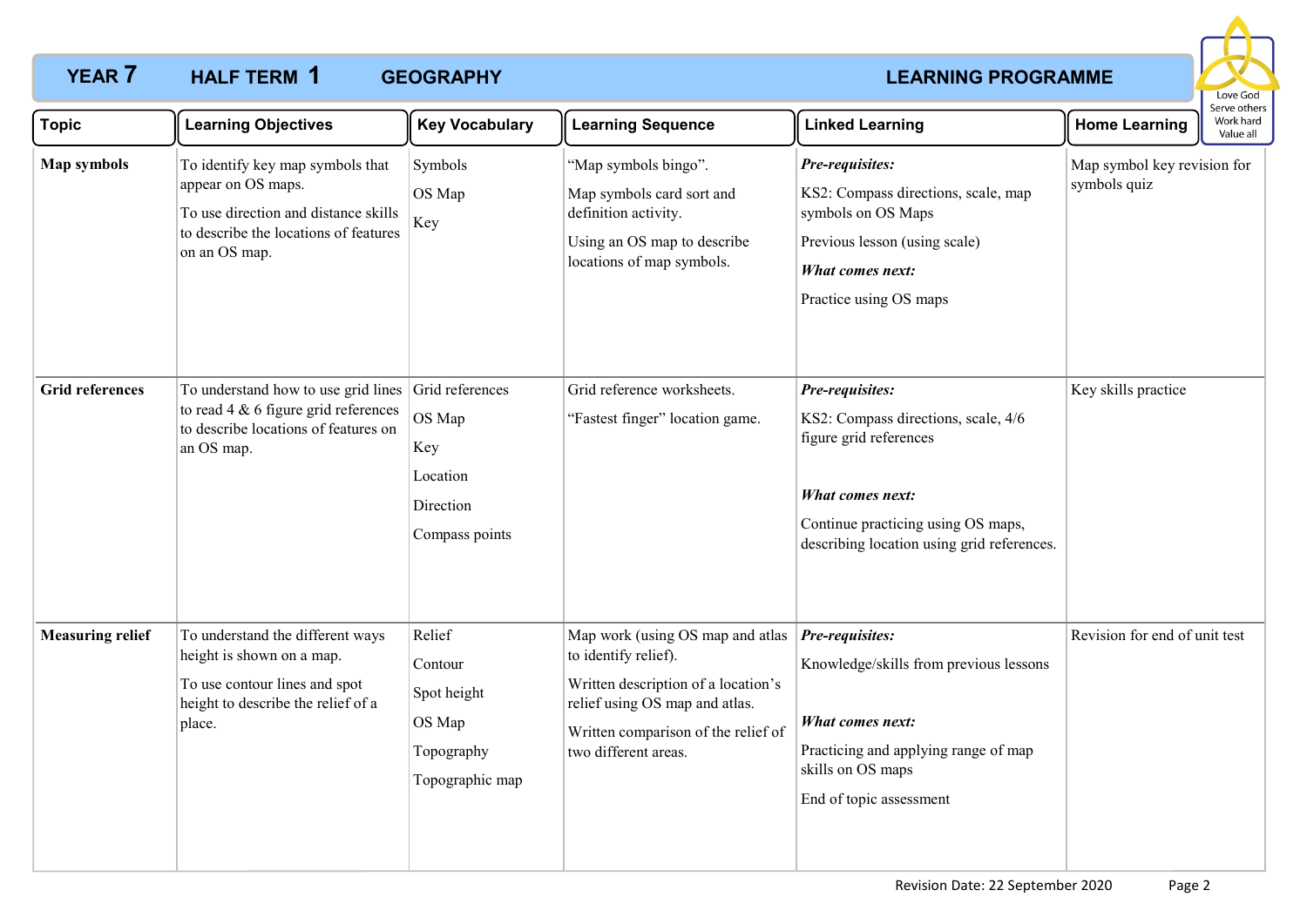# YEAR 7 HALF TERM 1 GEOGRAPHY LEARNING PROGRAMME

Love God
Serve others
Work hard
Value all

| Topic | Learning Objectives | Key Vocabulary | Learning Sequence | Linked Learning | Home Learning |
|---|---|---|---|---|---|
| **Map symbols** | To identify key map symbols that appear on OS maps.<br>To use direction and distance skills to describe the locations of features on an OS map. | Symbols<br>OS Map<br>Key | "Map symbols bingo".<br>Map symbols card sort and definition activity.<br>Using an OS map to describe locations of map symbols. | ***Pre-requisites:***<br>KS2: Compass directions, scale, map symbols on OS Maps<br>Previous lesson (using scale)<br>***What comes next:***<br>Practice using OS maps | Map symbol key revision for symbols quiz |
| **Grid references** | To understand how to use grid lines to read 4 & 6 figure grid references to describe locations of features on an OS map. | Grid references<br>OS Map<br>Key<br>Location<br>Direction<br>Compass points | Grid reference worksheets.<br>"Fastest finger" location game. | ***Pre-requisites:***<br>KS2: Compass directions, scale, 4/6 figure grid references<br>***What comes next:***<br>Continue practicing using OS maps, describing location using grid references. | Key skills practice |
| **Measuring relief** | To understand the different ways height is shown on a map.<br>To use contour lines and spot height to describe the relief of a place. | Relief<br>Contour<br>Spot height<br>OS Map<br>Topography<br>Topographic map | Map work (using OS map and atlas to identify relief).<br>Written description of a location's relief using OS map and atlas.<br>Written comparison of the relief of two different areas. | ***Pre-requisites:***<br>Knowledge/skills from previous lessons<br>***What comes next:***<br>Practicing and applying range of map skills on OS maps<br>End of topic assessment | Revision for end of unit test |

Revision Date: 22 September 2020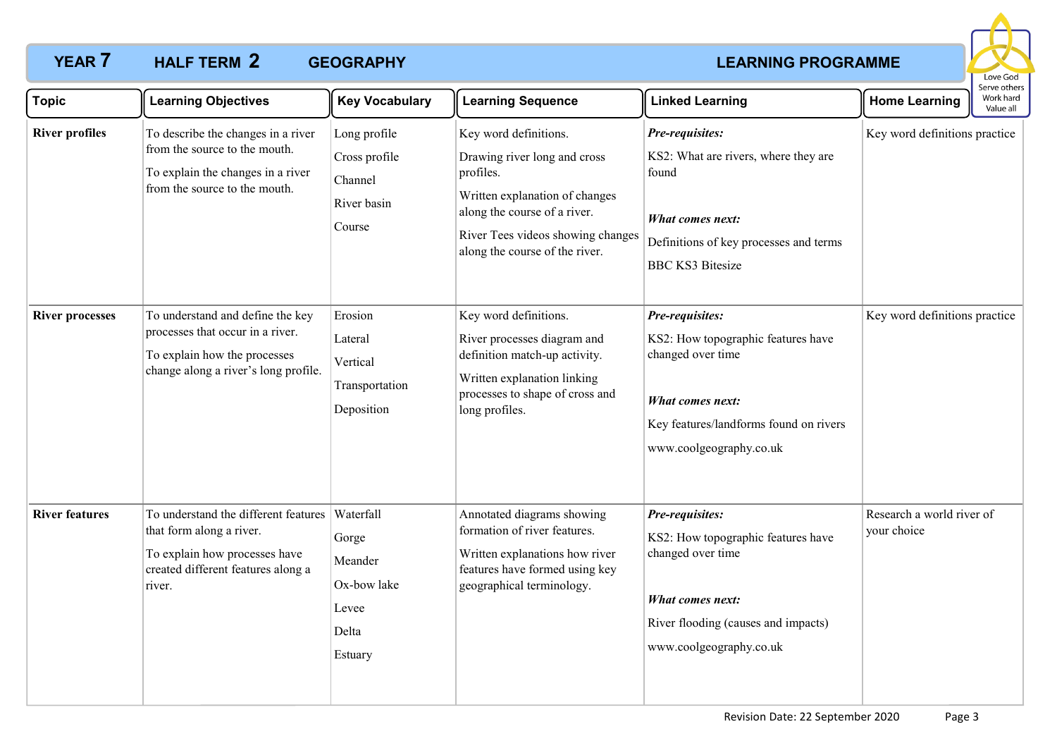# YEAR 7 HALF TERM 2 GEOGRAPHY LEARNING PROGRAMME

Love God
Serve others
Work hard
Value all

| Topic | Learning Objectives | Key Vocabulary | Learning Sequence | Linked Learning | Home Learning |
|---|---|---|---|---|---|
| **River profiles** | To describe the changes in a river from the source to the mouth.<br>To explain the changes in a river from the source to the mouth. | Long profile<br>Cross profile<br>Channel<br>River basin<br>Course | Key word definitions.<br>Drawing river long and cross profiles.<br>Written explanation of changes along the course of a river.<br>River Tees videos showing changes along the course of the river. | ***Pre-requisites:***<br>KS2: What are rivers, where they are found<br>***What comes next:***<br>Definitions of key processes and terms<br>BBC KS3 Bitesize | Key word definitions practice |
| **River processes** | To understand and define the key processes that occur in a river.<br>To explain how the processes change along a river's long profile. | Erosion<br>Lateral<br>Vertical<br>Transportation<br>Deposition | Key word definitions.<br>River processes diagram and definition match-up activity.<br>Written explanation linking processes to shape of cross and long profiles. | ***Pre-requisites:***<br>KS2: How topographic features have changed over time<br>***What comes next:***<br>Key features/landforms found on rivers<br>www.coolgeography.co.uk | Key word definitions practice |
| **River features** | To understand the different features that form along a river.<br>To explain how processes have created different features along a river. | Waterfall<br>Gorge<br>Meander<br>Ox-bow lake<br>Levee<br>Delta<br>Estuary | Annotated diagrams showing formation of river features.<br>Written explanations how river features have formed using key geographical terminology. | ***Pre-requisites:***<br>KS2: How topographic features have changed over time<br>***What comes next:***<br>River flooding (causes and impacts)<br>www.coolgeography.co.uk | Research a world river of your choice |

Revision Date: 22 September 2020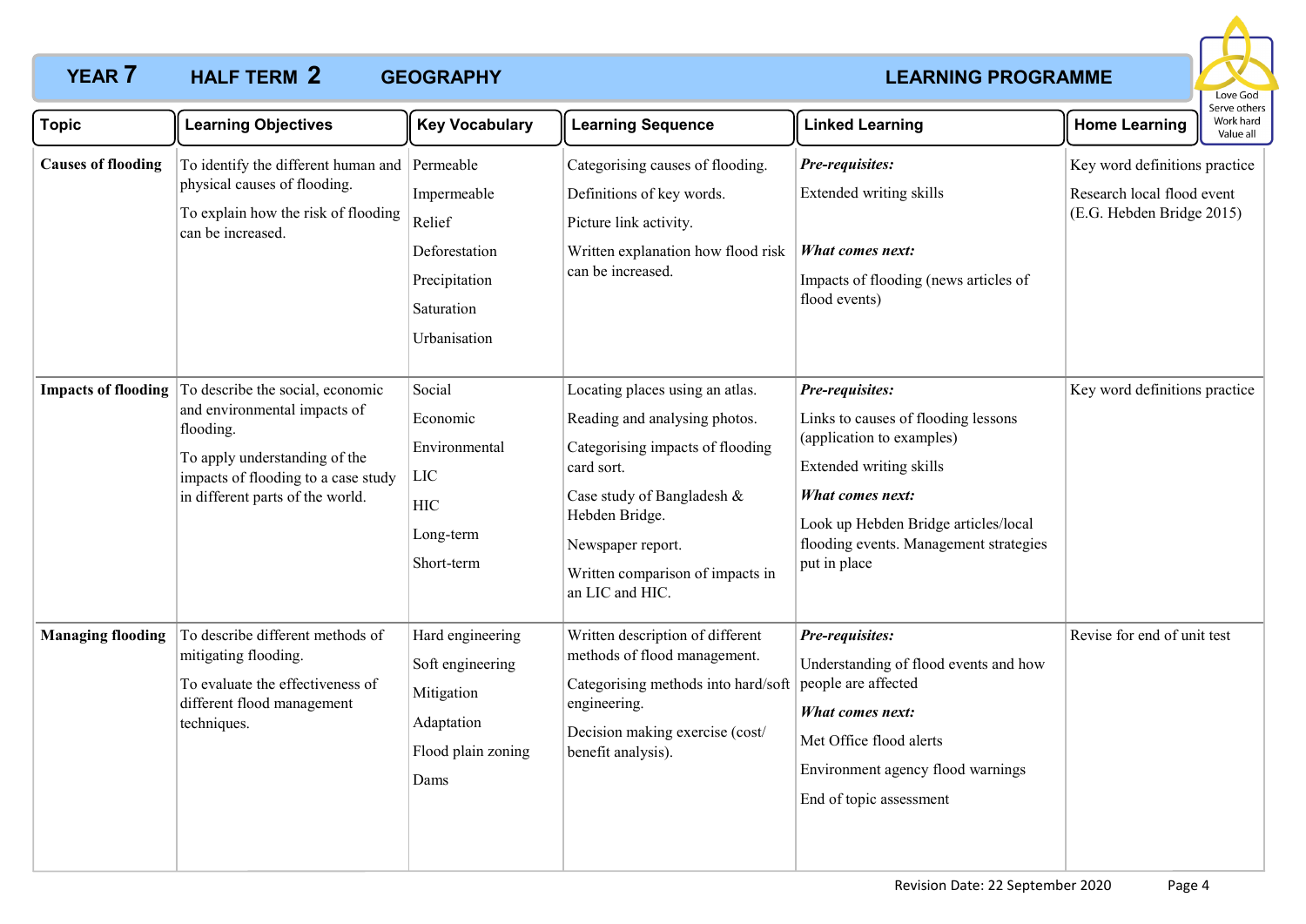# YEAR 7 HALF TERM 2 GEOGRAPHY LEARNING PROGRAMME

Love God
Serve others
Work hard
Value all

| Topic | Learning Objectives | Key Vocabulary | Learning Sequence | Linked Learning | Home Learning |
|---|---|---|---|---|---|
| **Causes of flooding** | To identify the different human and physical causes of flooding.<br>To explain how the risk of flooding can be increased. | Permeable<br>Impermeable<br>Relief<br>Deforestation<br>Precipitation<br>Saturation<br>Urbanisation | Categorising causes of flooding.<br>Definitions of key words.<br>Picture link activity.<br>Written explanation how flood risk can be increased. | ***Pre-requisites:***<br>Extended writing skills<br>***What comes next:***<br>Impacts of flooding (news articles of flood events) | Key word definitions practice<br>Research local flood event (E.G. Hebden Bridge 2015) |
| **Impacts of flooding** | To describe the social, economic and environmental impacts of flooding.<br>To apply understanding of the impacts of flooding to a case study in different parts of the world. | Social<br>Economic<br>Environmental<br>LIC<br>HIC<br>Long-term<br>Short-term | Locating places using an atlas.<br>Reading and analysing photos.<br>Categorising impacts of flooding card sort.<br>Case study of Bangladesh & Hebden Bridge.<br>Newspaper report.<br>Written comparison of impacts in an LIC and HIC. | ***Pre-requisites:***<br>Links to causes of flooding lessons (application to examples)<br>Extended writing skills<br>***What comes next:***<br>Look up Hebden Bridge articles/local flooding events. Management strategies put in place | Key word definitions practice |
| **Managing flooding** | To describe different methods of mitigating flooding.<br>To evaluate the effectiveness of different flood management techniques. | Hard engineering<br>Soft engineering<br>Mitigation<br>Adaptation<br>Flood plain zoning<br>Dams | Written description of different methods of flood management.<br>Categorising methods into hard/soft engineering.<br>Decision making exercise (cost/benefit analysis). | ***Pre-requisites:***<br>Understanding of flood events and how people are affected<br>***What comes next:***<br>Met Office flood alerts<br>Environment agency flood warnings<br>End of topic assessment | Revise for end of unit test |

Revision Date: 22 September 2020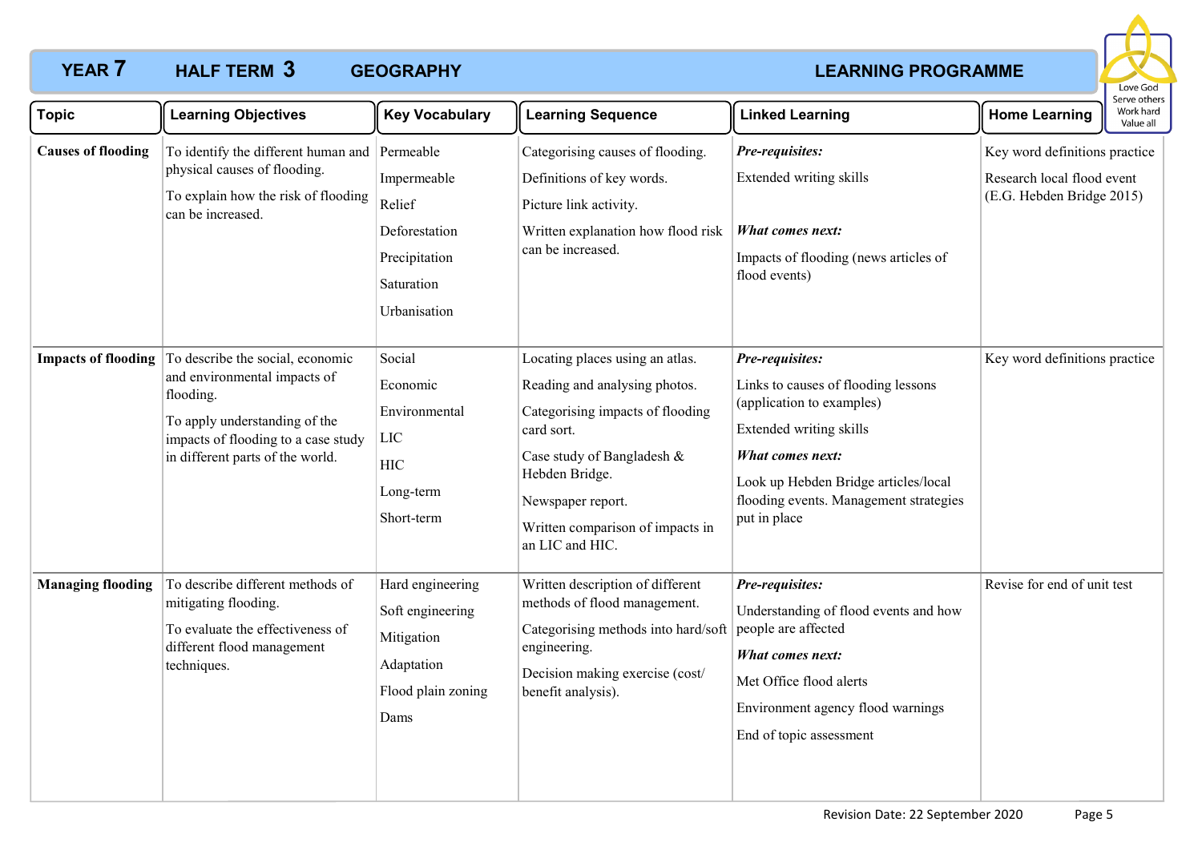# YEAR 7 HALF TERM 3 GEOGRAPHY LEARNING PROGRAMME

| Topic | Learning Objectives | Key Vocabulary | Learning Sequence | Linked Learning | Home Learning |
|---|---|---|---|---|---|
| **Causes of flooding** | To identify the different human and physical causes of flooding.<br>To explain how the risk of flooding can be increased. | Permeable<br>Impermeable<br>Relief<br>Deforestation<br>Precipitation<br>Saturation<br>Urbanisation | Categorising causes of flooding.<br>Definitions of key words.<br>Picture link activity.<br>Written explanation how flood risk can be increased. | ***Pre-requisites:***<br>Extended writing skills<br>***What comes next:***<br>Impacts of flooding (news articles of flood events) | Key word definitions practice<br>Research local flood event (E.G. Hebden Bridge 2015) |
| **Impacts of flooding** | To describe the social, economic and environmental impacts of flooding.<br>To apply understanding of the impacts of flooding to a case study in different parts of the world. | Social<br>Economic<br>Environmental<br>LIC<br>HIC<br>Long-term<br>Short-term | Locating places using an atlas.<br>Reading and analysing photos.<br>Categorising impacts of flooding card sort.<br>Case study of Bangladesh & Hebden Bridge.<br>Newspaper report.<br>Written comparison of impacts in an LIC and HIC. | ***Pre-requisites:***<br>Links to causes of flooding lessons (application to examples)<br>Extended writing skills<br>***What comes next:***<br>Look up Hebden Bridge articles/local flooding events. Management strategies put in place | Key word definitions practice |
| **Managing flooding** | To describe different methods of mitigating flooding.<br>To evaluate the effectiveness of different flood management techniques. | Hard engineering<br>Soft engineering<br>Mitigation<br>Adaptation<br>Flood plain zoning<br>Dams | Written description of different methods of flood management.<br>Categorising methods into hard/soft engineering.<br>Decision making exercise (cost/ benefit analysis). | ***Pre-requisites:***<br>Understanding of flood events and how people are affected<br>***What comes next:***<br>Met Office flood alerts<br>Environment agency flood warnings<br>End of topic assessment | Revise for end of unit test |

Revision Date: 22 September 2020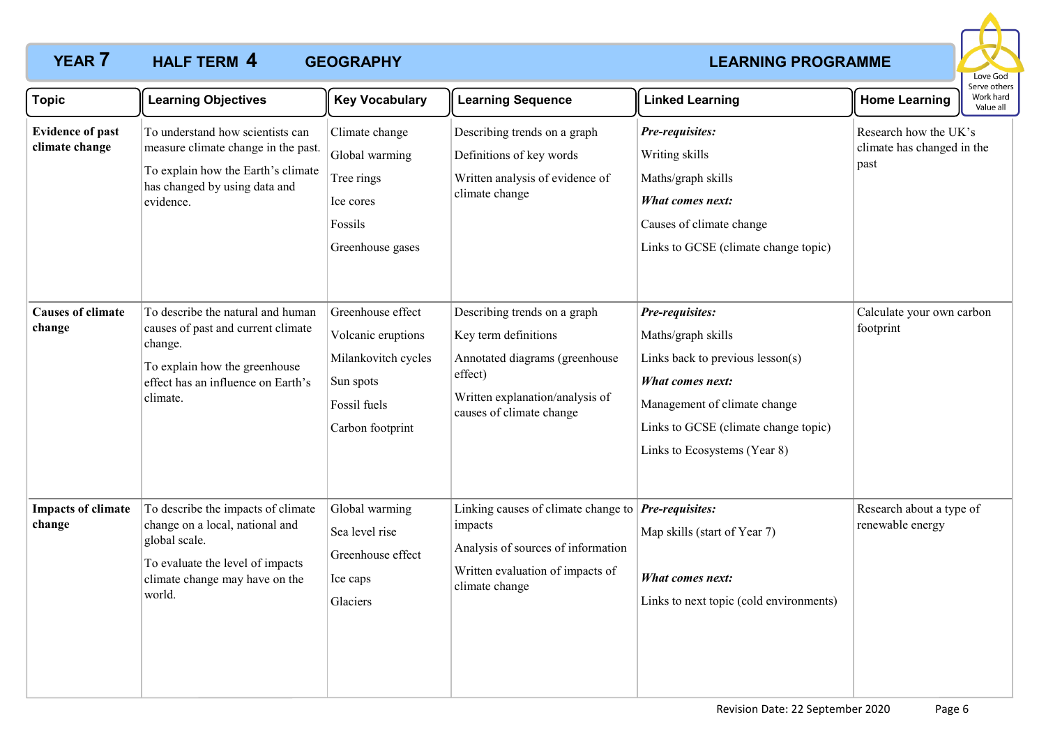# YEAR 7 HALF TERM 4 GEOGRAPHY LEARNING PROGRAMME

Love God  
Serve others  
Work hard  
Value all

| Topic | Learning Objectives | Key Vocabulary | Learning Sequence | Linked Learning | Home Learning |
|---|---|---|---|---|---|
| **Evidence of past climate change** | To understand how scientists can measure climate change in the past.<br>To explain how the Earth's climate has changed by using data and evidence. | Climate change<br>Global warming<br>Tree rings<br>Ice cores<br>Fossils<br>Greenhouse gases | Describing trends on a graph<br>Definitions of key words<br>Written analysis of evidence of climate change | ***Pre-requisites:***<br>Writing skills<br>Maths/graph skills<br>***What comes next:***<br>Causes of climate change<br>Links to GCSE (climate change topic) | Research how the UK's climate has changed in the past |
| **Causes of climate change** | To describe the natural and human causes of past and current climate change.<br>To explain how the greenhouse effect has an influence on Earth's climate. | Greenhouse effect<br>Volcanic eruptions<br>Milankovitch cycles<br>Sun spots<br>Fossil fuels<br>Carbon footprint | Describing trends on a graph<br>Key term definitions<br>Annotated diagrams (greenhouse effect)<br>Written explanation/analysis of causes of climate change | ***Pre-requisites:***<br>Maths/graph skills<br>Links back to previous lesson(s)<br>***What comes next:***<br>Management of climate change<br>Links to GCSE (climate change topic)<br>Links to Ecosystems (Year 8) | Calculate your own carbon footprint |
| **Impacts of climate change** | To describe the impacts of climate change on a local, national and global scale.<br>To evaluate the level of impacts climate change may have on the world. | Global warming<br>Sea level rise<br>Greenhouse effect<br>Ice caps<br>Glaciers | Linking causes of climate change to impacts<br>Analysis of sources of information<br>Written evaluation of impacts of climate change | ***Pre-requisites:***<br>Map skills (start of Year 7)<br>***What comes next:***<br>Links to next topic (cold environments) | Research about a type of renewable energy |

Revision Date: 22 September 2020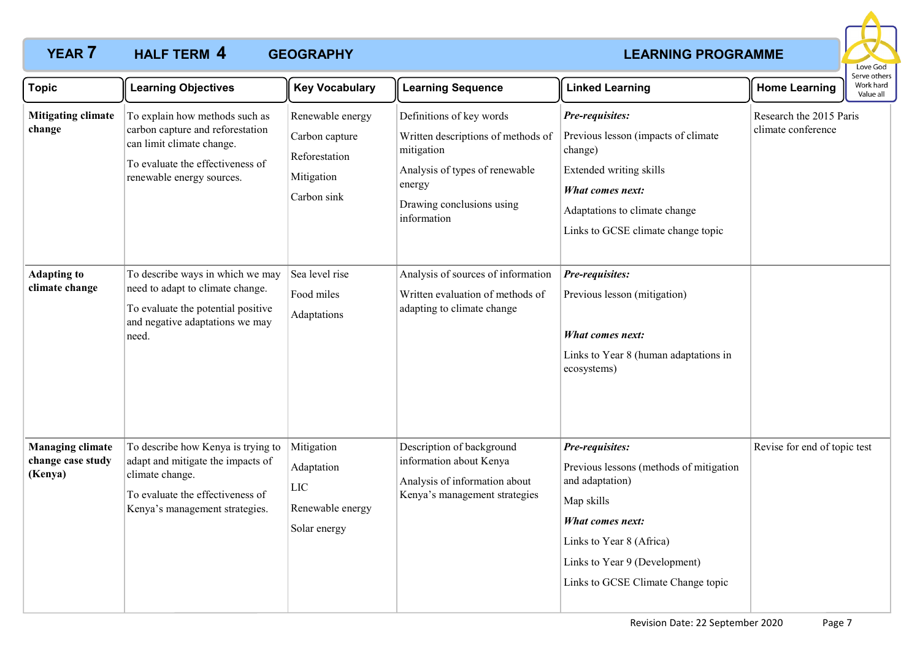# YEAR 7 HALF TERM 4 GEOGRAPHY LEARNING PROGRAMME

| Topic | Learning Objectives | Key Vocabulary | Learning Sequence | Linked Learning | Home Learning |
|---|---|---|---|---|---|
| **Mitigating climate change** | To explain how methods such as carbon capture and reforestation can limit climate change.<br><br>To evaluate the effectiveness of renewable energy sources. | Renewable energy<br><br>Carbon capture<br><br>Reforestation<br><br>Mitigation<br><br>Carbon sink | Definitions of key words<br><br>Written descriptions of methods of mitigation<br><br>Analysis of types of renewable energy<br><br>Drawing conclusions using information | ***Pre-requisites:***<br><br>Previous lesson (impacts of climate change)<br><br>Extended writing skills<br><br>***What comes next:***<br><br>Adaptations to climate change<br><br>Links to GCSE climate change topic | Research the 2015 Paris climate conference |
| **Adapting to climate change** | To describe ways in which we may need to adapt to climate change.<br><br>To evaluate the potential positive and negative adaptations we may need. | Sea level rise<br><br>Food miles<br><br>Adaptations | Analysis of sources of information<br><br>Written evaluation of methods of adapting to climate change | ***Pre-requisites:***<br><br>Previous lesson (mitigation)<br><br>***What comes next:***<br><br>Links to Year 8 (human adaptations in ecosystems) | |
| **Managing climate change case study (Kenya)** | To describe how Kenya is trying to adapt and mitigate the impacts of climate change.<br><br>To evaluate the effectiveness of Kenya's management strategies. | Mitigation<br><br>Adaptation<br><br>LIC<br><br>Renewable energy<br><br>Solar energy | Description of background information about Kenya<br><br>Analysis of information about Kenya's management strategies | ***Pre-requisites:***<br><br>Previous lessons (methods of mitigation and adaptation)<br><br>Map skills<br><br>***What comes next:***<br><br>Links to Year 8 (Africa)<br><br>Links to Year 9 (Development)<br><br>Links to GCSE Climate Change topic | Revise for end of topic test |

Revision Date: 22 September 2020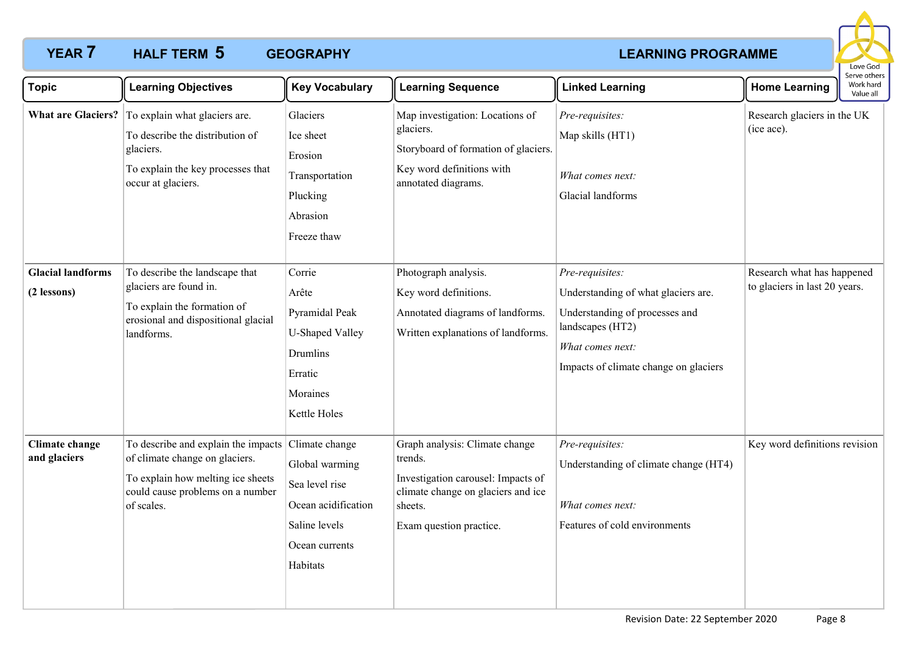# YEAR 7 HALF TERM 5 GEOGRAPHY LEARNING PROGRAMME

| Topic | Learning Objectives | Key Vocabulary | Learning Sequence | Linked Learning | Home Learning |
|---|---|---|---|---|---|
| **What are Glaciers?** | To explain what glaciers are.<br>To describe the distribution of glaciers.<br>To explain the key processes that occur at glaciers. | Glaciers<br>Ice sheet<br>Erosion<br>Transportation<br>Plucking<br>Abrasion<br>Freeze thaw | Map investigation: Locations of glaciers.<br>Storyboard of formation of glaciers.<br>Key word definitions with annotated diagrams. | *Pre-requisites:*<br>Map skills (HT1)<br>*What comes next:*<br>Glacial landforms | Research glaciers in the UK (ice ace). |
| **Glacial landforms (2 lessons)** | To describe the landscape that glaciers are found in.<br>To explain the formation of erosional and dispositional glacial landforms. | Corrie<br>Arête<br>Pyramidal Peak<br>U-Shaped Valley<br>Drumlins<br>Erratic<br>Moraines<br>Kettle Holes | Photograph analysis.<br>Key word definitions.<br>Annotated diagrams of landforms.<br>Written explanations of landforms. | *Pre-requisites:*<br>Understanding of what glaciers are.<br>Understanding of processes and landscapes (HT2)<br>*What comes next:*<br>Impacts of climate change on glaciers | Research what has happened to glaciers in last 20 years. |
| **Climate change and glaciers** | To describe and explain the impacts of climate change on glaciers.<br>To explain how melting ice sheets could cause problems on a number of scales. | Climate change<br>Global warming<br>Sea level rise<br>Ocean acidification<br>Saline levels<br>Ocean currents<br>Habitats | Graph analysis: Climate change trends.<br>Investigation carousel: Impacts of climate change on glaciers and ice sheets.<br>Exam question practice. | *Pre-requisites:*<br>Understanding of climate change (HT4)<br>*What comes next:*<br>Features of cold environments | Key word definitions revision |

Revision Date: 22 September 2020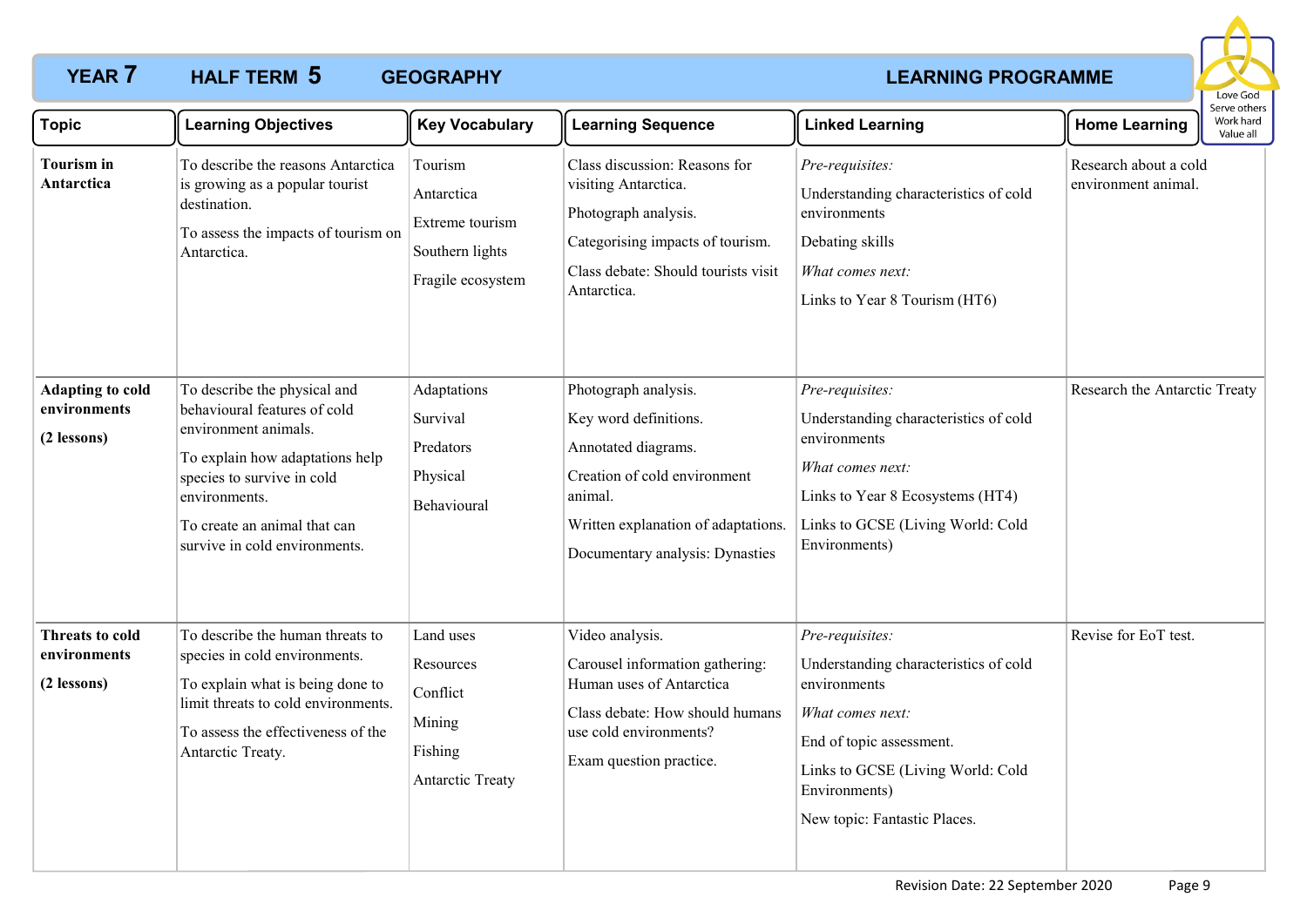# YEAR 7 HALF TERM 5 GEOGRAPHY LEARNING PROGRAMME

| Topic | Learning Objectives | Key Vocabulary | Learning Sequence | Linked Learning | Home Learning |
|---|---|---|---|---|---|
| **Tourism in Antarctica** | To describe the reasons Antarctica is growing as a popular tourist destination.<br><br>To assess the impacts of tourism on Antarctica. | Tourism<br>Antarctica<br>Extreme tourism<br>Southern lights<br>Fragile ecosystem | Class discussion: Reasons for visiting Antarctica.<br><br>Photograph analysis.<br><br>Categorising impacts of tourism.<br><br>Class debate: Should tourists visit Antarctica. | *Pre-requisites:*<br>Understanding characteristics of cold environments<br>Debating skills<br>*What comes next:*<br>Links to Year 8 Tourism (HT6) | Research about a cold environment animal. |
| **Adapting to cold environments**<br><br>**(2 lessons)** | To describe the physical and behavioural features of cold environment animals.<br><br>To explain how adaptations help species to survive in cold environments.<br><br>To create an animal that can survive in cold environments. | Adaptations<br>Survival<br>Predators<br>Physical<br>Behavioural | Photograph analysis.<br><br>Key word definitions.<br><br>Annotated diagrams.<br><br>Creation of cold environment animal.<br><br>Written explanation of adaptations.<br><br>Documentary analysis: Dynasties | *Pre-requisites:*<br>Understanding characteristics of cold environments<br>*What comes next:*<br>Links to Year 8 Ecosystems (HT4)<br>Links to GCSE (Living World: Cold Environments) | Research the Antarctic Treaty |
| **Threats to cold environments**<br><br>**(2 lessons)** | To describe the human threats to species in cold environments.<br><br>To explain what is being done to limit threats to cold environments.<br><br>To assess the effectiveness of the Antarctic Treaty. | Land uses<br>Resources<br>Conflict<br>Mining<br>Fishing<br>Antarctic Treaty | Video analysis.<br><br>Carousel information gathering: Human uses of Antarctica<br><br>Class debate: How should humans use cold environments?<br><br>Exam question practice. | *Pre-requisites:*<br>Understanding characteristics of cold environments<br>*What comes next:*<br>End of topic assessment.<br>Links to GCSE (Living World: Cold Environments)<br>New topic: Fantastic Places. | Revise for EoT test. |

Revision Date: 22 September 2020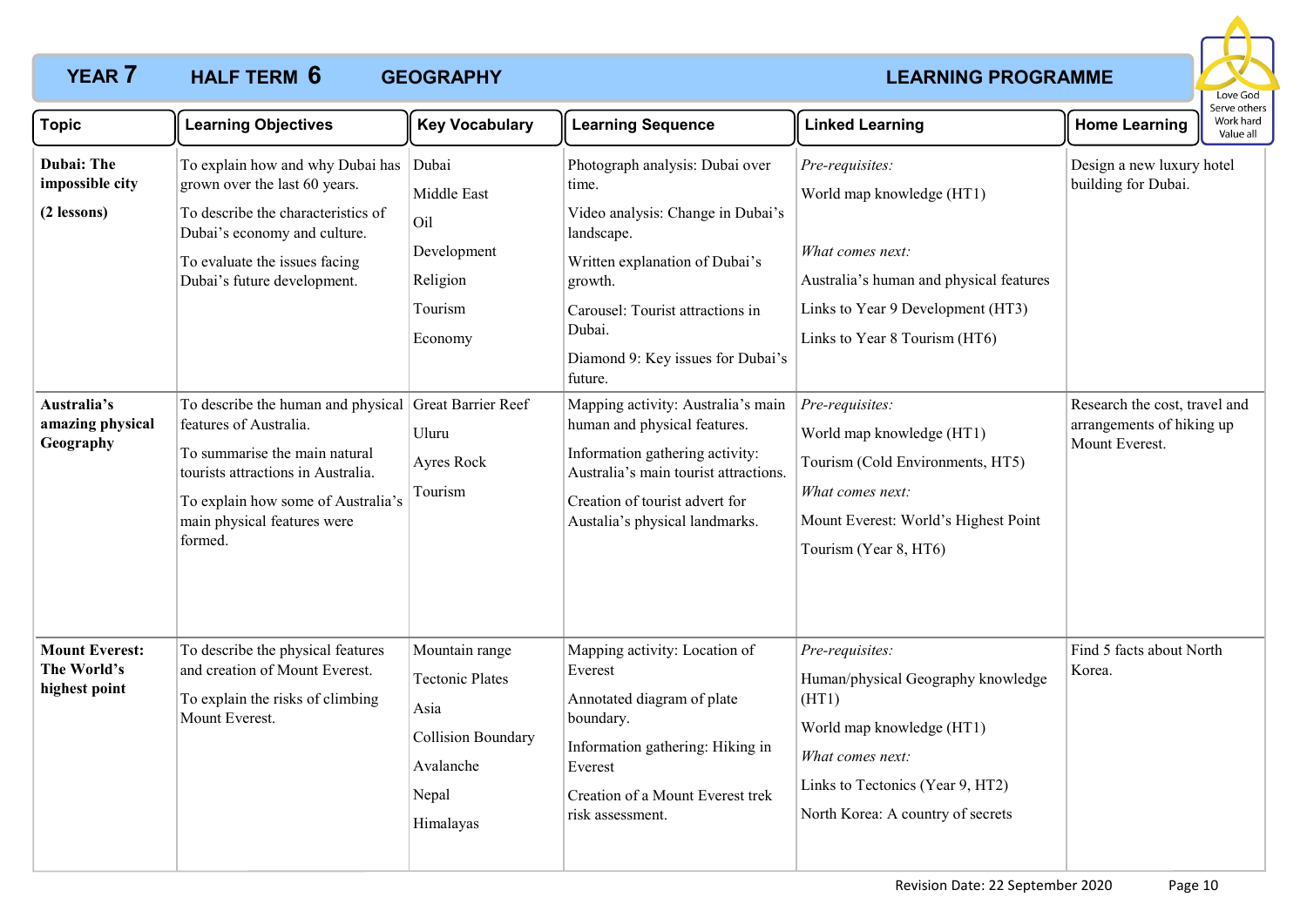# YEAR 7 HALF TERM 6 GEOGRAPHY LEARNING PROGRAMME

Love God
Serve others
Work hard
Value all

| Topic | Learning Objectives | Key Vocabulary | Learning Sequence | Linked Learning | Home Learning |
|---|---|---|---|---|---|
| **Dubai: The impossible city**<br><br>**(2 lessons)** | To explain how and why Dubai has grown over the last 60 years.<br><br>To describe the characteristics of Dubai's economy and culture.<br><br>To evaluate the issues facing Dubai's future development. | Dubai<br><br>Middle East<br><br>Oil<br><br>Development<br><br>Religion<br><br>Tourism<br><br>Economy | Photograph analysis: Dubai over time.<br><br>Video analysis: Change in Dubai's landscape.<br><br>Written explanation of Dubai's growth.<br><br>Carousel: Tourist attractions in Dubai.<br><br>Diamond 9: Key issues for Dubai's future. | *Pre-requisites:*<br><br>World map knowledge (HT1)<br><br>*What comes next:*<br><br>Australia's human and physical features<br><br>Links to Year 9 Development (HT3)<br><br>Links to Year 8 Tourism (HT6) | Design a new luxury hotel building for Dubai. |
| **Australia's amazing physical Geography** | To describe the human and physical features of Australia.<br><br>To summarise the main natural tourists attractions in Australia.<br><br>To explain how some of Australia's main physical features were formed. | Great Barrier Reef<br><br>Uluru<br><br>Ayres Rock<br><br>Tourism | Mapping activity: Australia's main human and physical features.<br><br>Information gathering activity: Australia's main tourist attractions.<br><br>Creation of tourist advert for Austalia's physical landmarks. | *Pre-requisites:*<br><br>World map knowledge (HT1)<br><br>Tourism (Cold Environments, HT5)<br><br>*What comes next:*<br><br>Mount Everest: World's Highest Point<br><br>Tourism (Year 8, HT6) | Research the cost, travel and arrangements of hiking up Mount Everest. |
| **Mount Everest: The World's highest point** | To describe the physical features and creation of Mount Everest.<br><br>To explain the risks of climbing Mount Everest. | Mountain range<br><br>Tectonic Plates<br><br>Asia<br><br>Collision Boundary<br><br>Avalanche<br><br>Nepal<br><br>Himalayas | Mapping activity: Location of Everest<br><br>Annotated diagram of plate boundary.<br><br>Information gathering: Hiking in Everest<br><br>Creation of a Mount Everest trek risk assessment. | *Pre-requisites:*<br><br>Human/physical Geography knowledge (HT1)<br><br>World map knowledge (HT1)<br><br>*What comes next:*<br><br>Links to Tectonics (Year 9, HT2)<br><br>North Korea: A country of secrets | Find 5 facts about North Korea. |

Revision Date: 22 September 2020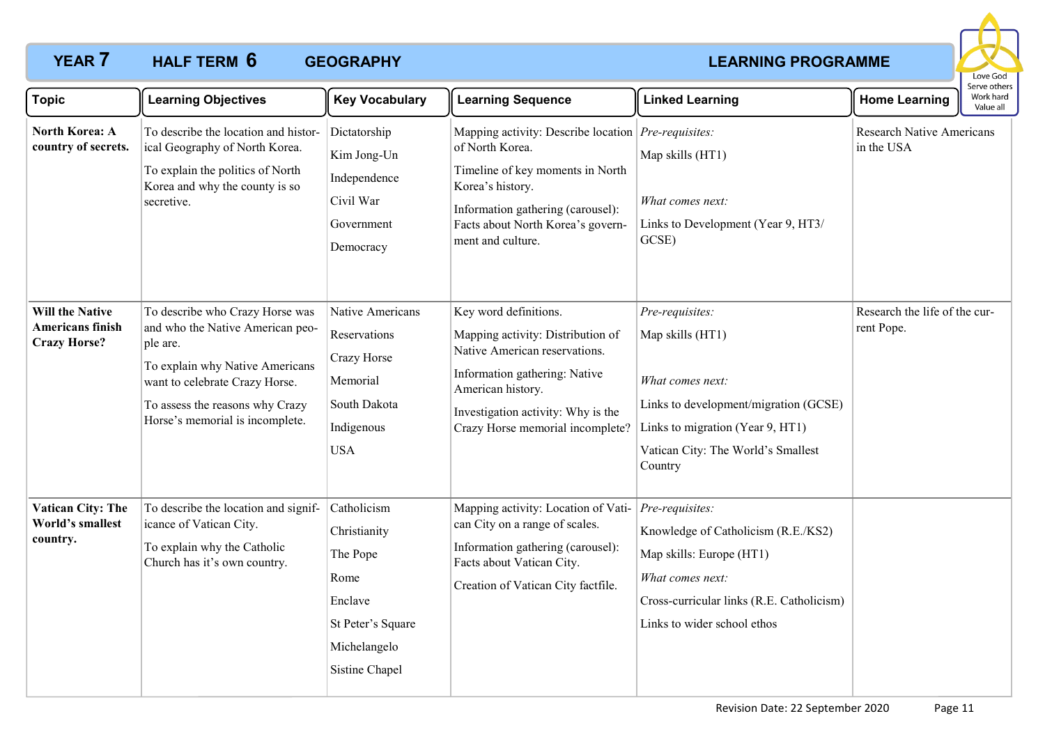# YEAR 7 HALF TERM 6 GEOGRAPHY LEARNING PROGRAMME

Love God
Serve others
Work hard
Value all

| Topic | Learning Objectives | Key Vocabulary | Learning Sequence | Linked Learning | Home Learning |
|---|---|---|---|---|---|
| **North Korea: A country of secrets.** | To describe the location and historical Geography of North Korea.<br>To explain the politics of North Korea and why the county is so secretive. | Dictatorship<br>Kim Jong-Un<br>Independence<br>Civil War<br>Government<br>Democracy | Mapping activity: Describe location of North Korea.<br>Timeline of key moments in North Korea's history.<br>Information gathering (carousel): Facts about North Korea's government and culture. | *Pre-requisites:*<br>Map skills (HT1)<br>*What comes next:*<br>Links to Development (Year 9, HT3/ GCSE) | Research Native Americans in the USA |
| **Will the Native Americans finish Crazy Horse?** | To describe who Crazy Horse was and who the Native American people are.<br>To explain why Native Americans want to celebrate Crazy Horse.<br>To assess the reasons why Crazy Horse's memorial is incomplete. | Native Americans<br>Reservations<br>Crazy Horse<br>Memorial<br>South Dakota<br>Indigenous<br>USA | Key word definitions.<br>Mapping activity: Distribution of Native American reservations.<br>Information gathering: Native American history.<br>Investigation activity: Why is the Crazy Horse memorial incomplete? | *Pre-requisites:*<br>Map skills (HT1)<br>*What comes next:*<br>Links to development/migration (GCSE)<br>Links to migration (Year 9, HT1)<br>Vatican City: The World's Smallest Country | Research the life of the current Pope. |
| **Vatican City: The World's smallest country.** | To describe the location and significance of Vatican City.<br>To explain why the Catholic Church has it's own country. | Catholicism<br>Christianity<br>The Pope<br>Rome<br>Enclave<br>St Peter's Square<br>Michelangelo<br>Sistine Chapel | Mapping activity: Location of Vatican City on a range of scales.<br>Information gathering (carousel): Facts about Vatican City.<br>Creation of Vatican City factfile. | *Pre-requisites:*<br>Knowledge of Catholicism (R.E./KS2)<br>Map skills: Europe (HT1)<br>*What comes next:*<br>Cross-curricular links (R.E. Catholicism)<br>Links to wider school ethos | |

Revision Date: 22 September 2020